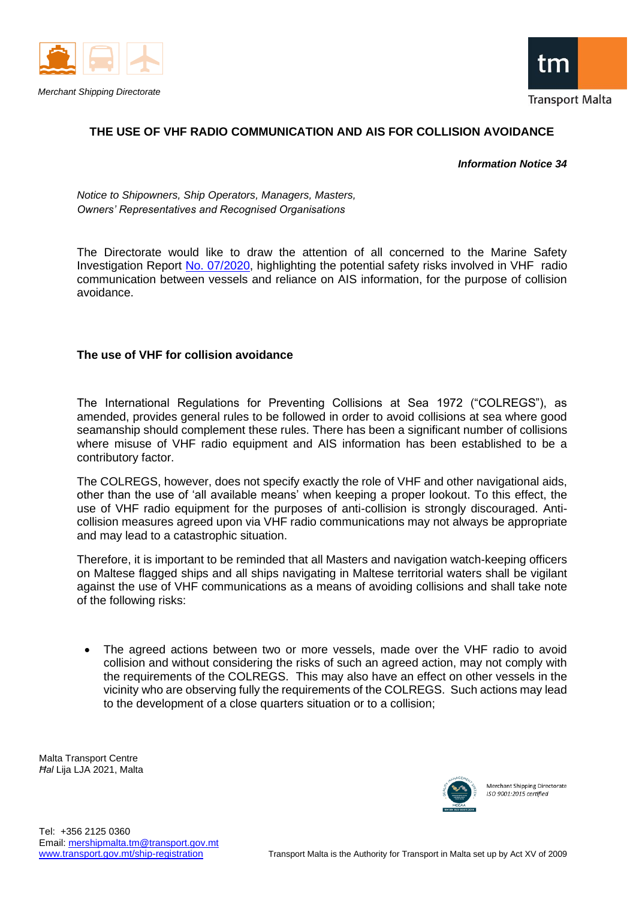Merchant Shipping Directorate

Transport Malta

## THE USE OF VHF RADIO COMMUNICATION AND AIS FOR COLLISION AVOIDANCE

***Information Notice 34***

*Notice to Shipowners, Ship Operators, Managers, Masters, Owners' Representatives and Recognised Organisations*

The Directorate would like to draw the attention of all concerned to the Marine Safety Investigation Report No. 07/2020, highlighting the potential safety risks involved in VHF radio communication between vessels and reliance on AIS information, for the purpose of collision avoidance.

### The use of VHF for collision avoidance

The International Regulations for Preventing Collisions at Sea 1972 ("COLREGS"), as amended, provides general rules to be followed in order to avoid collisions at sea where good seamanship should complement these rules. There has been a significant number of collisions where misuse of VHF radio equipment and AIS information has been established to be a contributory factor.

The COLREGS, however, does not specify exactly the role of VHF and other navigational aids, other than the use of 'all available means' when keeping a proper lookout. To this effect, the use of VHF radio equipment for the purposes of anti-collision is strongly discouraged. Anti-collision measures agreed upon via VHF radio communications may not always be appropriate and may lead to a catastrophic situation.

Therefore, it is important to be reminded that all Masters and navigation watch-keeping officers on Maltese flagged ships and all ships navigating in Maltese territorial waters shall be vigilant against the use of VHF communications as a means of avoiding collisions and shall take note of the following risks:

- The agreed actions between two or more vessels, made over the VHF radio to avoid collision and without considering the risks of such an agreed action, may not comply with the requirements of the COLREGS. This may also have an effect on other vessels in the vicinity who are observing fully the requirements of the COLREGS. Such actions may lead to the development of a close quarters situation or to a collision;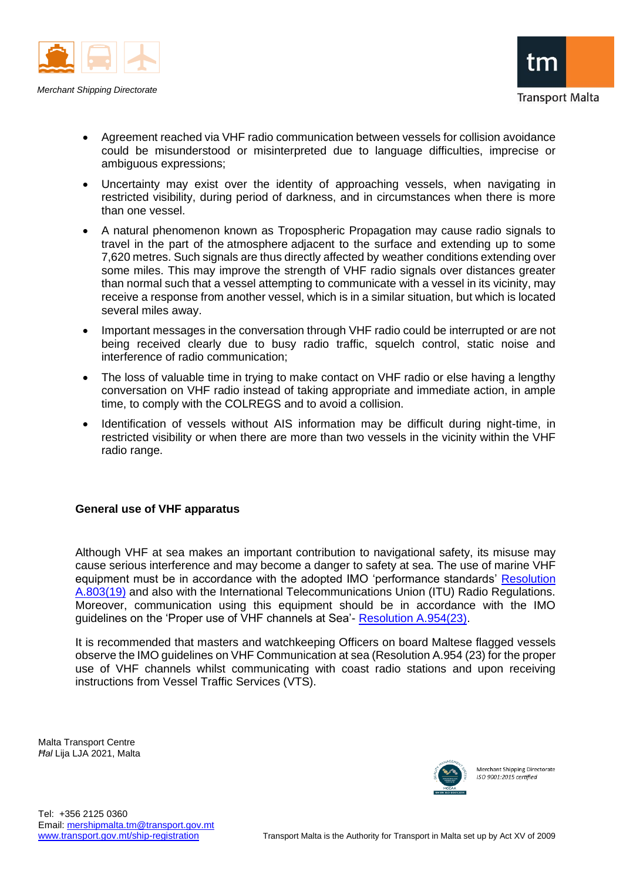- Agreement reached via VHF radio communication between vessels for collision avoidance could be misunderstood or misinterpreted due to language difficulties, imprecise or ambiguous expressions;
- Uncertainty may exist over the identity of approaching vessels, when navigating in restricted visibility, during period of darkness, and in circumstances when there is more than one vessel.
- A natural phenomenon known as Tropospheric Propagation may cause radio signals to travel in the part of the atmosphere adjacent to the surface and extending up to some 7,620 metres. Such signals are thus directly affected by weather conditions extending over some miles. This may improve the strength of VHF radio signals over distances greater than normal such that a vessel attempting to communicate with a vessel in its vicinity, may receive a response from another vessel, which is in a similar situation, but which is located several miles away.
- Important messages in the conversation through VHF radio could be interrupted or are not being received clearly due to busy radio traffic, squelch control, static noise and interference of radio communication;
- The loss of valuable time in trying to make contact on VHF radio or else having a lengthy conversation on VHF radio instead of taking appropriate and immediate action, in ample time, to comply with the COLREGS and to avoid a collision.
- Identification of vessels without AIS information may be difficult during night-time, in restricted visibility or when there are more than two vessels in the vicinity within the VHF radio range.

**General use of VHF apparatus**

Although VHF at sea makes an important contribution to navigational safety, its misuse may cause serious interference and may become a danger to safety at sea. The use of marine VHF equipment must be in accordance with the adopted IMO 'performance standards' Resolution A.803(19) and also with the International Telecommunications Union (ITU) Radio Regulations. Moreover, communication using this equipment should be in accordance with the IMO guidelines on the 'Proper use of VHF channels at Sea'- Resolution A.954(23).

It is recommended that masters and watchkeeping Officers on board Maltese flagged vessels observe the IMO guidelines on VHF Communication at sea (Resolution A.954 (23) for the proper use of VHF channels whilst communicating with coast radio stations and upon receiving instructions from Vessel Traffic Services (VTS).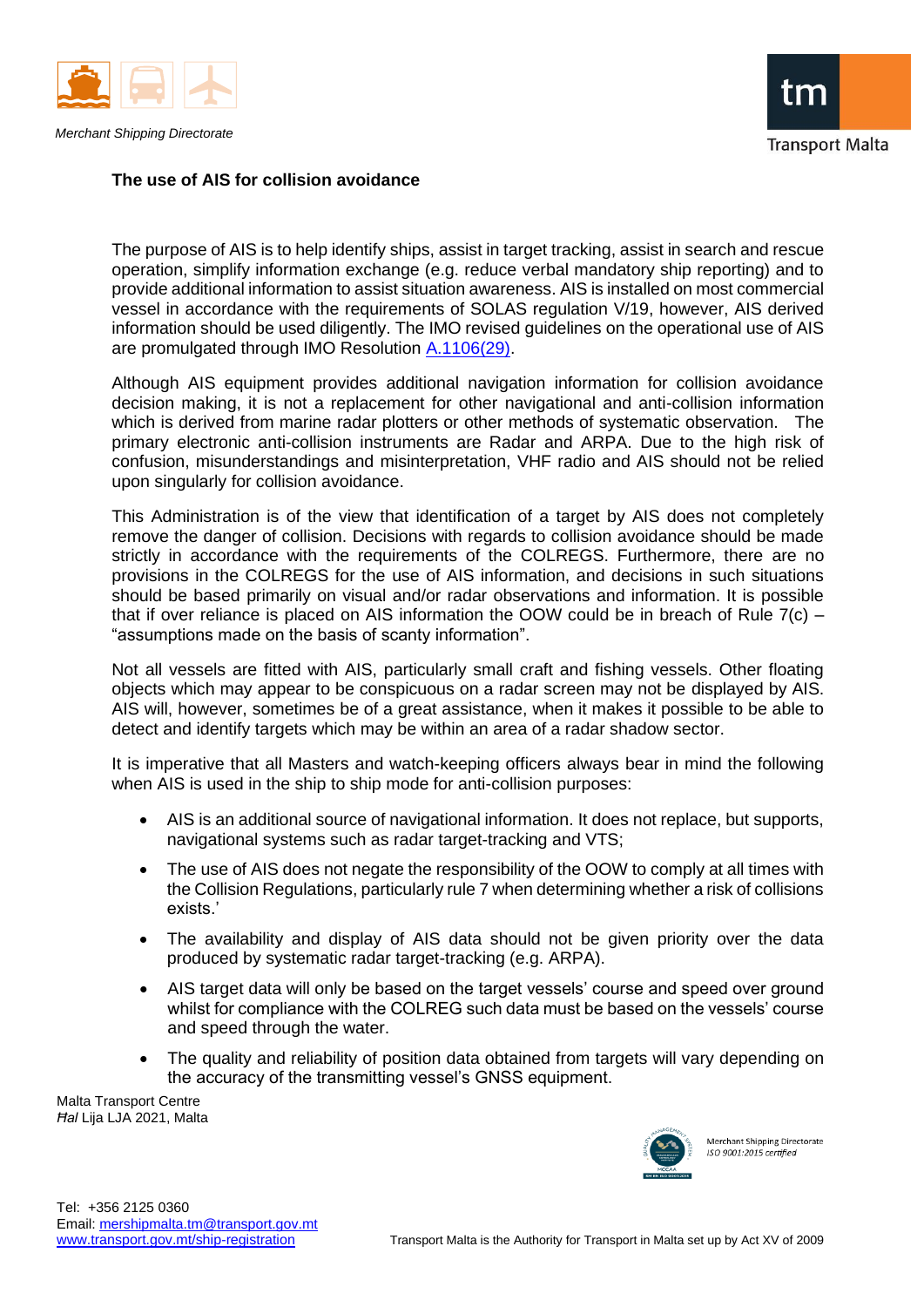**The use of AIS for collision avoidance**

The purpose of AIS is to help identify ships, assist in target tracking, assist in search and rescue operation, simplify information exchange (e.g. reduce verbal mandatory ship reporting) and to provide additional information to assist situation awareness. AIS is installed on most commercial vessel in accordance with the requirements of SOLAS regulation V/19, however, AIS derived information should be used diligently. The IMO revised guidelines on the operational use of AIS are promulgated through IMO Resolution [A.1106(29)](A.1106(29)).

Although AIS equipment provides additional navigation information for collision avoidance decision making, it is not a replacement for other navigational and anti-collision information which is derived from marine radar plotters or other methods of systematic observation. The primary electronic anti-collision instruments are Radar and ARPA. Due to the high risk of confusion, misunderstandings and misinterpretation, VHF radio and AIS should not be relied upon singularly for collision avoidance.

This Administration is of the view that identification of a target by AIS does not completely remove the danger of collision. Decisions with regards to collision avoidance should be made strictly in accordance with the requirements of the COLREGS. Furthermore, there are no provisions in the COLREGS for the use of AIS information, and decisions in such situations should be based primarily on visual and/or radar observations and information. It is possible that if over reliance is placed on AIS information the OOW could be in breach of Rule 7(c) – "assumptions made on the basis of scanty information".

Not all vessels are fitted with AIS, particularly small craft and fishing vessels. Other floating objects which may appear to be conspicuous on a radar screen may not be displayed by AIS. AIS will, however, sometimes be of a great assistance, when it makes it possible to be able to detect and identify targets which may be within an area of a radar shadow sector.

It is imperative that all Masters and watch-keeping officers always bear in mind the following when AIS is used in the ship to ship mode for anti-collision purposes:

- AIS is an additional source of navigational information. It does not replace, but supports, navigational systems such as radar target-tracking and VTS;
- The use of AIS does not negate the responsibility of the OOW to comply at all times with the Collision Regulations, particularly rule 7 when determining whether a risk of collisions exists.'
- The availability and display of AIS data should not be given priority over the data produced by systematic radar target-tracking (e.g. ARPA).
- AIS target data will only be based on the target vessels' course and speed over ground whilst for compliance with the COLREG such data must be based on the vessels' course and speed through the water.
- The quality and reliability of position data obtained from targets will vary depending on the accuracy of the transmitting vessel's GNSS equipment.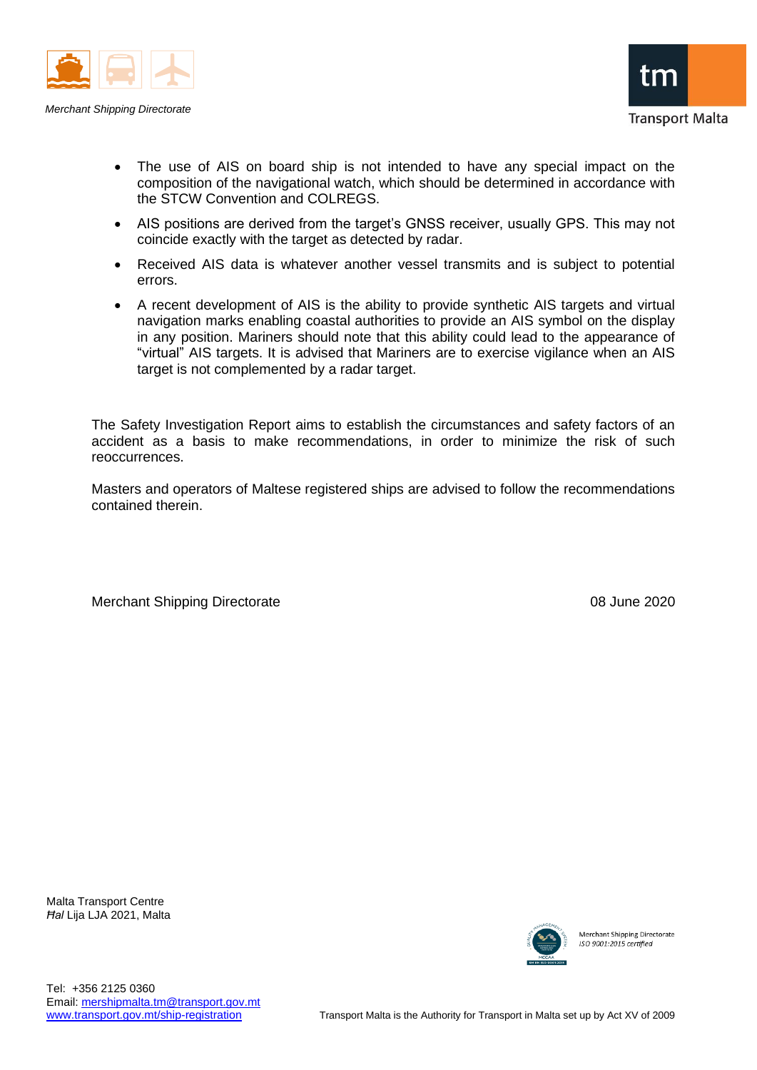- The use of AIS on board ship is not intended to have any special impact on the composition of the navigational watch, which should be determined in accordance with the STCW Convention and COLREGS.
- AIS positions are derived from the target's GNSS receiver, usually GPS. This may not coincide exactly with the target as detected by radar.
- Received AIS data is whatever another vessel transmits and is subject to potential errors.
- A recent development of AIS is the ability to provide synthetic AIS targets and virtual navigation marks enabling coastal authorities to provide an AIS symbol on the display in any position. Mariners should note that this ability could lead to the appearance of "virtual" AIS targets. It is advised that Mariners are to exercise vigilance when an AIS target is not complemented by a radar target.

The Safety Investigation Report aims to establish the circumstances and safety factors of an accident as a basis to make recommendations, in order to minimize the risk of such reoccurrences.

Masters and operators of Maltese registered ships are advised to follow the recommendations contained therein.

Merchant Shipping Directorate — 08 June 2020